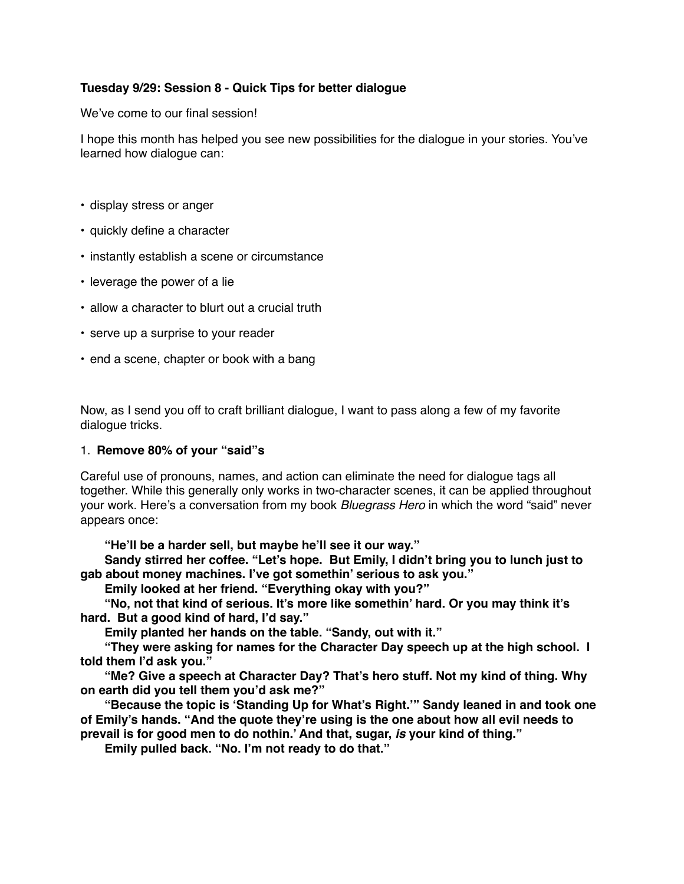**Tuesday 9/29: Session 8 - Quick Tips for better dialogue**

We've come to our final session!

I hope this month has helped you see new possibilities for the dialogue in your stories. You've learned how dialogue can:

- display stress or anger
- quickly define a character
- instantly establish a scene or circumstance
- leverage the power of a lie
- allow a character to blurt out a crucial truth
- serve up a surprise to your reader
- end a scene, chapter or book with a bang

Now, as I send you off to craft brilliant dialogue, I want to pass along a few of my favorite dialogue tricks.

1. **Remove 80% of your "said"s**

Careful use of pronouns, names, and action can eliminate the need for dialogue tags all together. While this generally only works in two-character scenes, it can be applied throughout your work. Here's a conversation from my book *Bluegrass Hero* in which the word "said" never appears once:

**"He'll be a harder sell, but maybe he'll see it our way."**

**Sandy stirred her coffee. "Let's hope. But Emily, I didn't bring you to lunch just to gab about money machines. I've got somethin' serious to ask you."**

**Emily looked at her friend. "Everything okay with you?"**

**"No, not that kind of serious. It's more like somethin' hard. Or you may think it's hard. But a good kind of hard, I'd say."**

**Emily planted her hands on the table. "Sandy, out with it."**

**"They were asking for names for the Character Day speech up at the high school. I told them I'd ask you."**

**"Me? Give a speech at Character Day? That's hero stuff. Not my kind of thing. Why on earth did you tell them you'd ask me?"**

**"Because the topic is 'Standing Up for What's Right.'" Sandy leaned in and took one of Emily's hands. "And the quote they're using is the one about how all evil needs to prevail is for good men to do nothin.' And that, sugar, *is* your kind of thing."**

**Emily pulled back. "No. I'm not ready to do that."**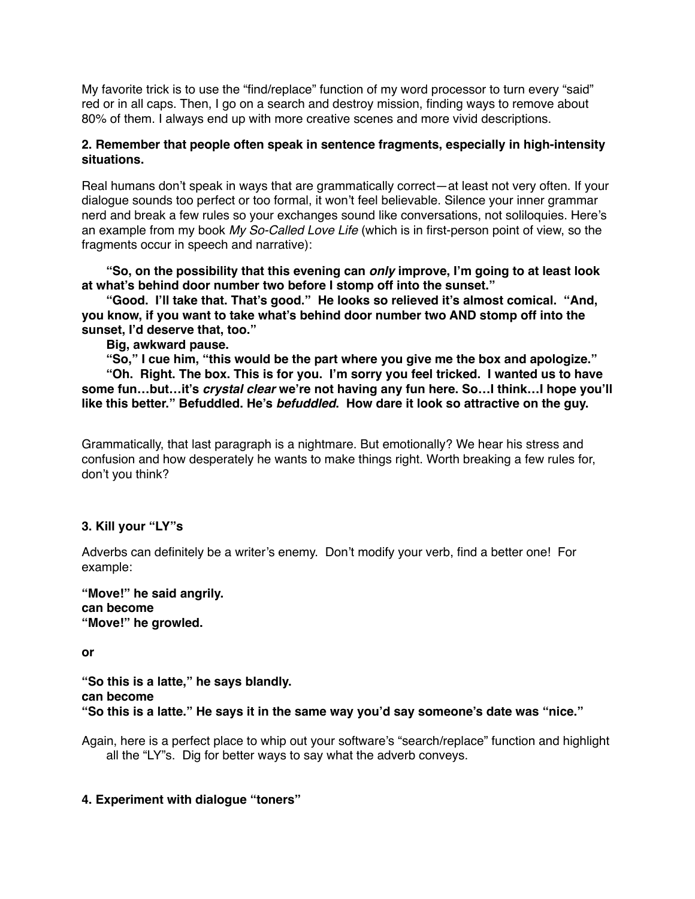My favorite trick is to use the "find/replace" function of my word processor to turn every "said" red or in all caps. Then, I go on a search and destroy mission, finding ways to remove about 80% of them. I always end up with more creative scenes and more vivid descriptions.

**2. Remember that people often speak in sentence fragments, especially in high-intensity situations.**

Real humans don't speak in ways that are grammatically correct—at least not very often. If your dialogue sounds too perfect or too formal, it won't feel believable. Silence your inner grammar nerd and break a few rules so your exchanges sound like conversations, not soliloquies. Here's an example from my book *My So-Called Love Life* (which is in first-person point of view, so the fragments occur in speech and narrative):

**"So, on the possibility that this evening can *only* improve, I'm going to at least look at what's behind door number two before I stomp off into the sunset."**

**"Good. I'll take that. That's good." He looks so relieved it's almost comical. "And, you know, if you want to take what's behind door number two AND stomp off into the sunset, I'd deserve that, too."**

**Big, awkward pause.**

**"So," I cue him, "this would be the part where you give me the box and apologize."**

**"Oh. Right. The box. This is for you. I'm sorry you feel tricked. I wanted us to have some fun…but…it's *crystal clear* we're not having any fun here. So…I think…I hope you'll like this better." Befuddled. He's *befuddled*. How dare it look so attractive on the guy.**

Grammatically, that last paragraph is a nightmare. But emotionally? We hear his stress and confusion and how desperately he wants to make things right. Worth breaking a few rules for, don't you think?

**3. Kill your "LY"s**

Adverbs can definitely be a writer's enemy. Don't modify your verb, find a better one! For example:

**"Move!" he said angrily.**
**can become**
**"Move!" he growled.**

**or**

**"So this is a latte," he says blandly.**
**can become**
**"So this is a latte." He says it in the same way you'd say someone's date was "nice."**

Again, here is a perfect place to whip out your software's "search/replace" function and highlight all the "LY"s. Dig for better ways to say what the adverb conveys.

**4. Experiment with dialogue "toners"**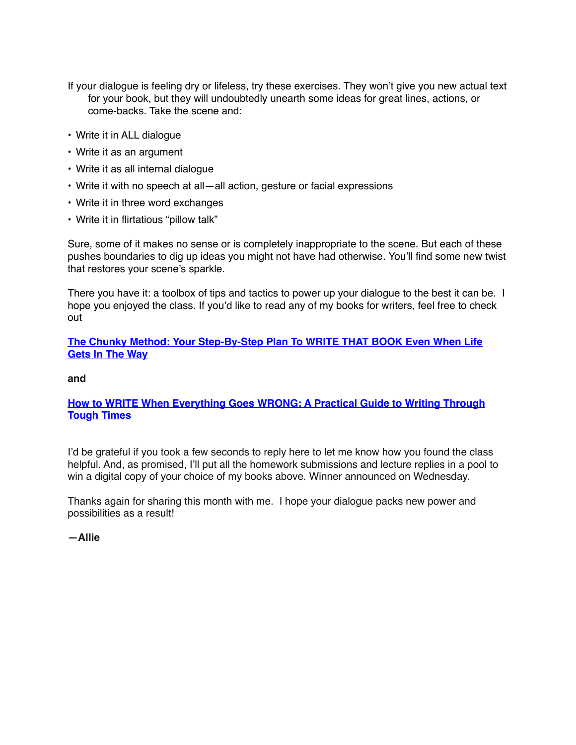If your dialogue is feeling dry or lifeless, try these exercises. They won't give you new actual text for your book, but they will undoubtedly unearth some ideas for great lines, actions, or come-backs. Take the scene and:

- Write it in ALL dialogue
- Write it as an argument
- Write it as all internal dialogue
- Write it with no speech at all—all action, gesture or facial expressions
- Write it in three word exchanges
- Write it in flirtatious "pillow talk"

Sure, some of it makes no sense or is completely inappropriate to the scene. But each of these pushes boundaries to dig up ideas you might not have had otherwise. You'll find some new twist that restores your scene's sparkle.

There you have it: a toolbox of tips and tactics to power up your dialogue to the best it can be. I hope you enjoyed the class. If you'd like to read any of my books for writers, feel free to check out

**The Chunky Method: Your Step-By-Step Plan To WRITE THAT BOOK Even When Life Gets In The Way**

**and**

**How to WRITE When Everything Goes WRONG: A Practical Guide to Writing Through Tough Times**

I'd be grateful if you took a few seconds to reply here to let me know how you found the class helpful. And, as promised, I'll put all the homework submissions and lecture replies in a pool to win a digital copy of your choice of my books above. Winner announced on Wednesday.

Thanks again for sharing this month with me. I hope your dialogue packs new power and possibilities as a result!

**—Allie**